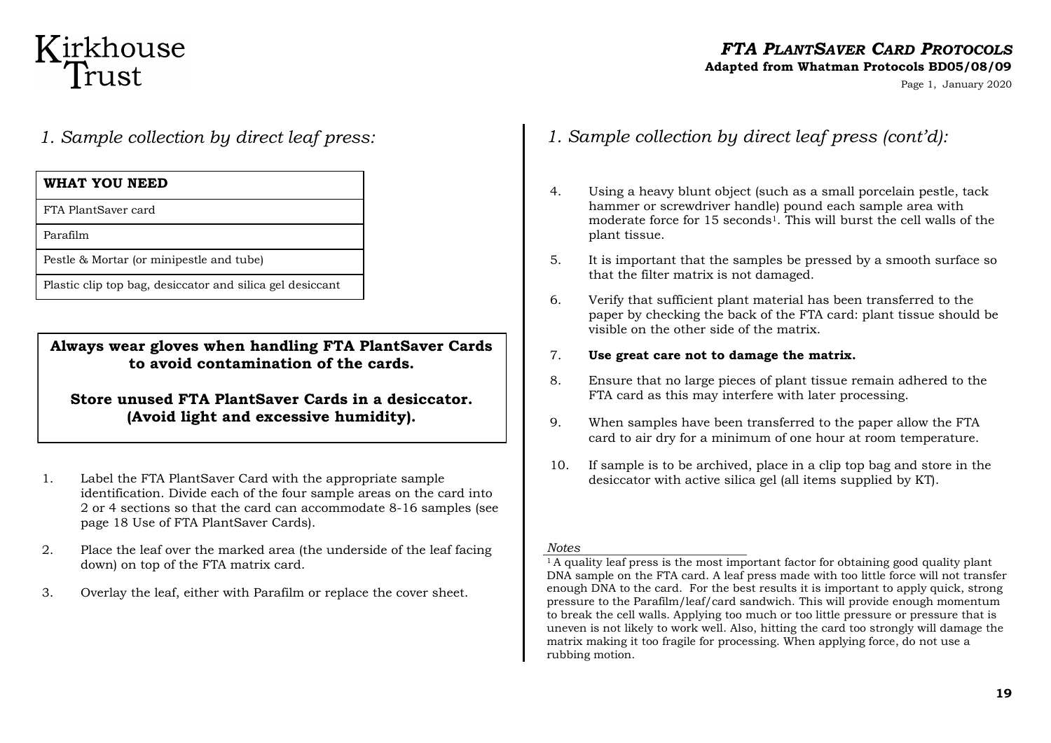# FTA PLANTSAVER CARD PROTOCOLS

**Adapted from Whatman Protocols BD05/08/09**

## 1. Sample collection by direct leaf press:

| WHAT YOU NEED |
|---|
| FTA PlantSaver card |
| Parafilm |
| Pestle & Mortar (or minipestle and tube) |
| Plastic clip top bag, desiccator and silica gel desiccant |

**Always wear gloves when handling FTA PlantSaver Cards to avoid contamination of the cards.**

**Store unused FTA PlantSaver Cards in a desiccator. (Avoid light and excessive humidity).**

1. Label the FTA PlantSaver Card with the appropriate sample identification. Divide each of the four sample areas on the card into 2 or 4 sections so that the card can accommodate 8-16 samples (see page 18 Use of FTA PlantSaver Cards).
2. Place the leaf over the marked area (the underside of the leaf facing down) on top of the FTA matrix card.
3. Overlay the leaf, either with Parafilm or replace the cover sheet.

## 1. Sample collection by direct leaf press (cont'd):

4. Using a heavy blunt object (such as a small porcelain pestle, tack hammer or screwdriver handle) pound each sample area with moderate force for 15 seconds[1]. This will burst the cell walls of the plant tissue.
5. It is important that the samples be pressed by a smooth surface so that the filter matrix is not damaged.
6. Verify that sufficient plant material has been transferred to the paper by checking the back of the FTA card: plant tissue should be visible on the other side of the matrix.
7. **Use great care not to damage the matrix.**
8. Ensure that no large pieces of plant tissue remain adhered to the FTA card as this may interfere with later processing.
9. When samples have been transferred to the paper allow the FTA card to air dry for a minimum of one hour at room temperature.
10. If sample is to be archived, place in a clip top bag and store in the desiccator with active silica gel (all items supplied by KT).

*Notes*

[1] A quality leaf press is the most important factor for obtaining good quality plant DNA sample on the FTA card. A leaf press made with too little force will not transfer enough DNA to the card. For the best results it is important to apply quick, strong pressure to the Parafilm/leaf/card sandwich. This will provide enough momentum to break the cell walls. Applying too much or too little pressure or pressure that is uneven is not likely to work well. Also, hitting the card too strongly will damage the matrix making it too fragile for processing. When applying force, do not use a rubbing motion.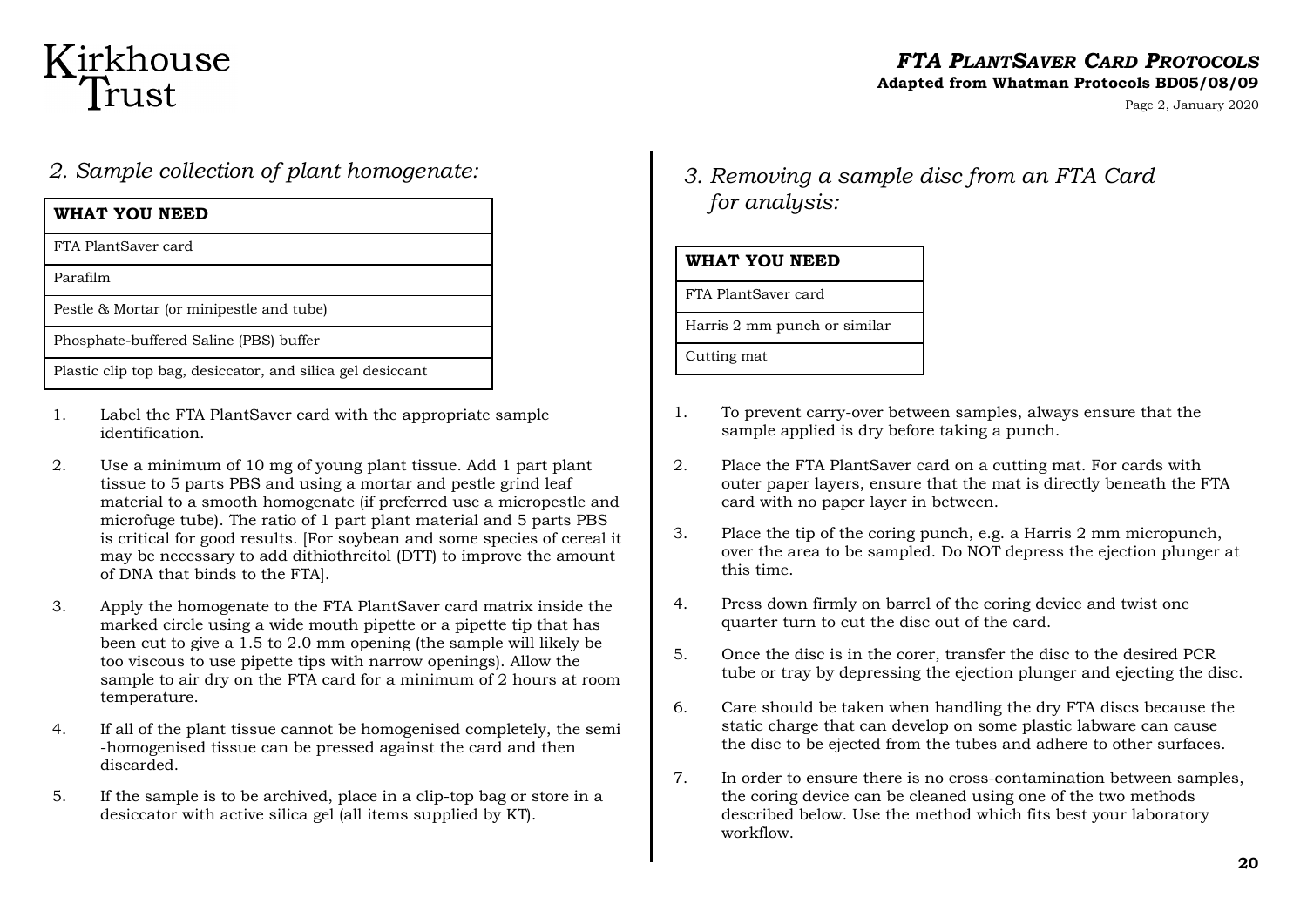## 2. Sample collection of plant homogenate:

| WHAT YOU NEED |
|---|
| FTA PlantSaver card |
| Parafilm |
| Pestle & Mortar (or minipestle and tube) |
| Phosphate-buffered Saline (PBS) buffer |
| Plastic clip top bag, desiccator, and silica gel desiccant |

1. Label the FTA PlantSaver card with the appropriate sample identification.
2. Use a minimum of 10 mg of young plant tissue. Add 1 part plant tissue to 5 parts PBS and using a mortar and pestle grind leaf material to a smooth homogenate (if preferred use a micropestle and microfuge tube). The ratio of 1 part plant material and 5 parts PBS is critical for good results. [For soybean and some species of cereal it may be necessary to add dithiothreitol (DTT) to improve the amount of DNA that binds to the FTA].
3. Apply the homogenate to the FTA PlantSaver card matrix inside the marked circle using a wide mouth pipette or a pipette tip that has been cut to give a 1.5 to 2.0 mm opening (the sample will likely be too viscous to use pipette tips with narrow openings). Allow the sample to air dry on the FTA card for a minimum of 2 hours at room temperature.
4. If all of the plant tissue cannot be homogenised completely, the semi -homogenised tissue can be pressed against the card and then discarded.
5. If the sample is to be archived, place in a clip-top bag or store in a desiccator with active silica gel (all items supplied by KT).

## 3. Removing a sample disc from an FTA Card for analysis:

| WHAT YOU NEED |
|---|
| FTA PlantSaver card |
| Harris 2 mm punch or similar |
| Cutting mat |

1. To prevent carry-over between samples, always ensure that the sample applied is dry before taking a punch.
2. Place the FTA PlantSaver card on a cutting mat. For cards with outer paper layers, ensure that the mat is directly beneath the FTA card with no paper layer in between.
3. Place the tip of the coring punch, e.g. a Harris 2 mm micropunch, over the area to be sampled. Do NOT depress the ejection plunger at this time.
4. Press down firmly on barrel of the coring device and twist one quarter turn to cut the disc out of the card.
5. Once the disc is in the corer, transfer the disc to the desired PCR tube or tray by depressing the ejection plunger and ejecting the disc.
6. Care should be taken when handling the dry FTA discs because the static charge that can develop on some plastic labware can cause the disc to be ejected from the tubes and adhere to other surfaces.
7. In order to ensure there is no cross-contamination between samples, the coring device can be cleaned using one of the two methods described below. Use the method which fits best your laboratory workflow.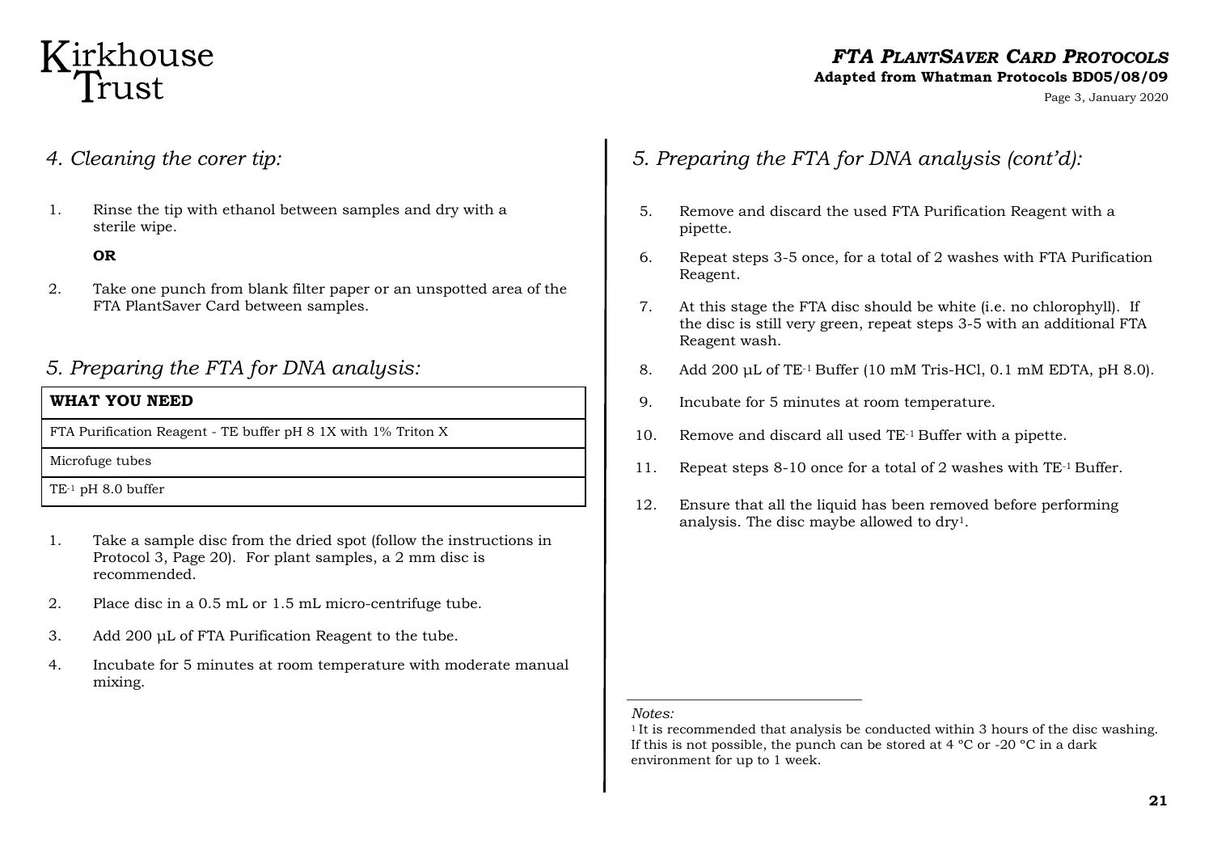## 4. Cleaning the corer tip:

1. Rinse the tip with ethanol between samples and dry with a sterile wipe.

   **OR**

2. Take one punch from blank filter paper or an unspotted area of the FTA PlantSaver Card between samples.

## 5. Preparing the FTA for DNA analysis:

| WHAT YOU NEED |
|---|
| FTA Purification Reagent - TE buffer pH 8 1X with 1% Triton X |
| Microfuge tubes |
| $TE^{-1}$ pH 8.0 buffer |

1. Take a sample disc from the dried spot (follow the instructions in Protocol 3, Page 20). For plant samples, a 2 mm disc is recommended.
2. Place disc in a 0.5 mL or 1.5 mL micro-centrifuge tube.
3. Add 200 µL of FTA Purification Reagent to the tube.
4. Incubate for 5 minutes at room temperature with moderate manual mixing.

## 5. Preparing the FTA for DNA analysis (cont'd):

5. Remove and discard the used FTA Purification Reagent with a pipette.
6. Repeat steps 3-5 once, for a total of 2 washes with FTA Purification Reagent.
7. At this stage the FTA disc should be white (i.e. no chlorophyll). If the disc is still very green, repeat steps 3-5 with an additional FTA Reagent wash.
8. Add 200 µL of $TE^{-1}$ Buffer (10 mM Tris-HCl, 0.1 mM EDTA, pH 8.0).
9. Incubate for 5 minutes at room temperature.
10. Remove and discard all used $TE^{-1}$ Buffer with a pipette.
11. Repeat steps 8-10 once for a total of 2 washes with $TE^{-1}$ Buffer.
12. Ensure that all the liquid has been removed before performing analysis. The disc maybe allowed to dry[1].

*Notes:*

[1] It is recommended that analysis be conducted within 3 hours of the disc washing. If this is not possible, the punch can be stored at 4 °C or -20 °C in a dark environment for up to 1 week.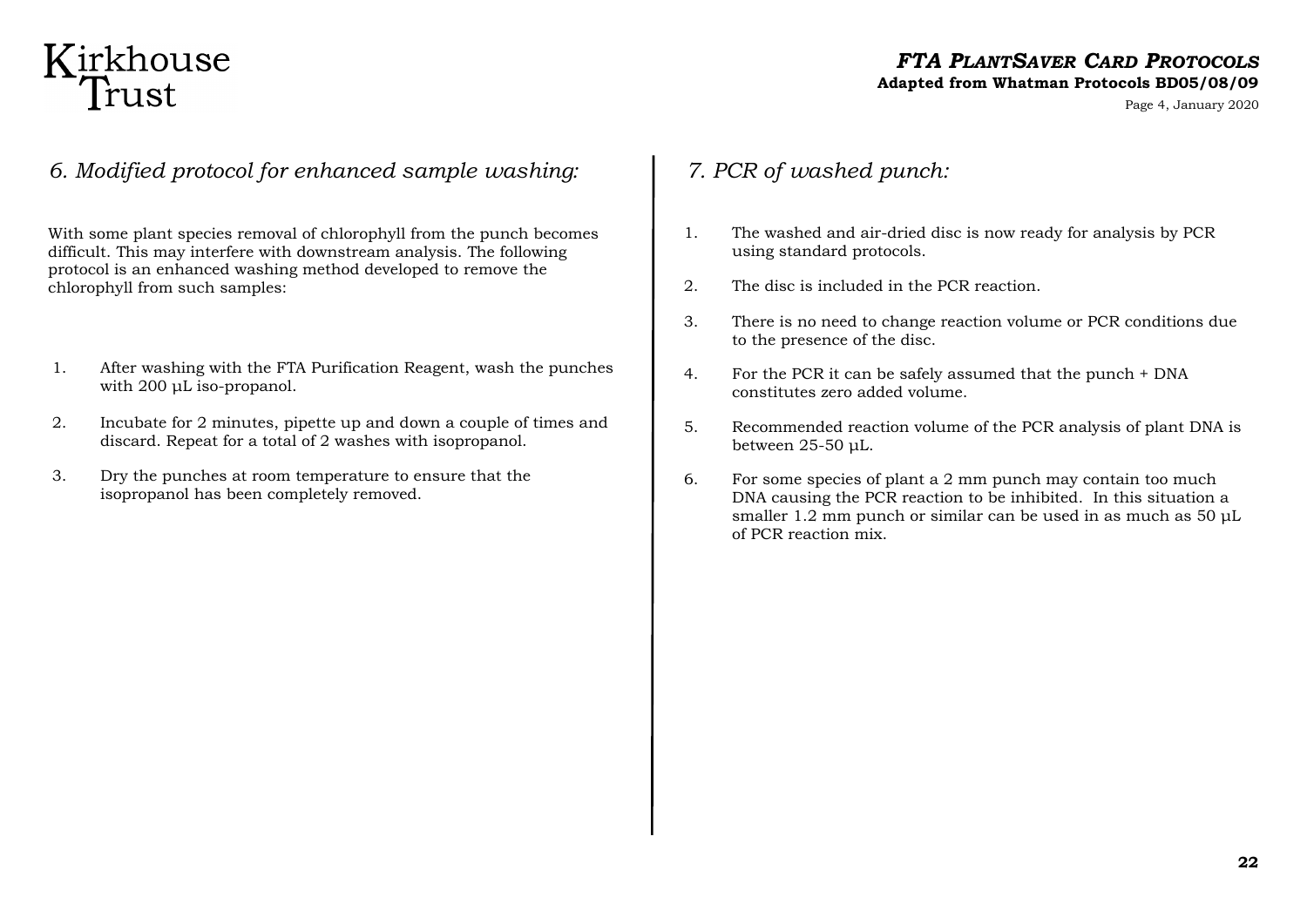## *6. Modified protocol for enhanced sample washing:*

With some plant species removal of chlorophyll from the punch becomes difficult. This may interfere with downstream analysis. The following protocol is an enhanced washing method developed to remove the chlorophyll from such samples:

1. After washing with the FTA Purification Reagent, wash the punches with 200 µL iso-propanol.
2. Incubate for 2 minutes, pipette up and down a couple of times and discard. Repeat for a total of 2 washes with isopropanol.
3. Dry the punches at room temperature to ensure that the isopropanol has been completely removed.

## *7. PCR of washed punch:*

1. The washed and air-dried disc is now ready for analysis by PCR using standard protocols.
2. The disc is included in the PCR reaction.
3. There is no need to change reaction volume or PCR conditions due to the presence of the disc.
4. For the PCR it can be safely assumed that the punch + DNA constitutes zero added volume.
5. Recommended reaction volume of the PCR analysis of plant DNA is between 25-50 µL.
6. For some species of plant a 2 mm punch may contain too much DNA causing the PCR reaction to be inhibited. In this situation a smaller 1.2 mm punch or similar can be used in as much as 50 µL of PCR reaction mix.